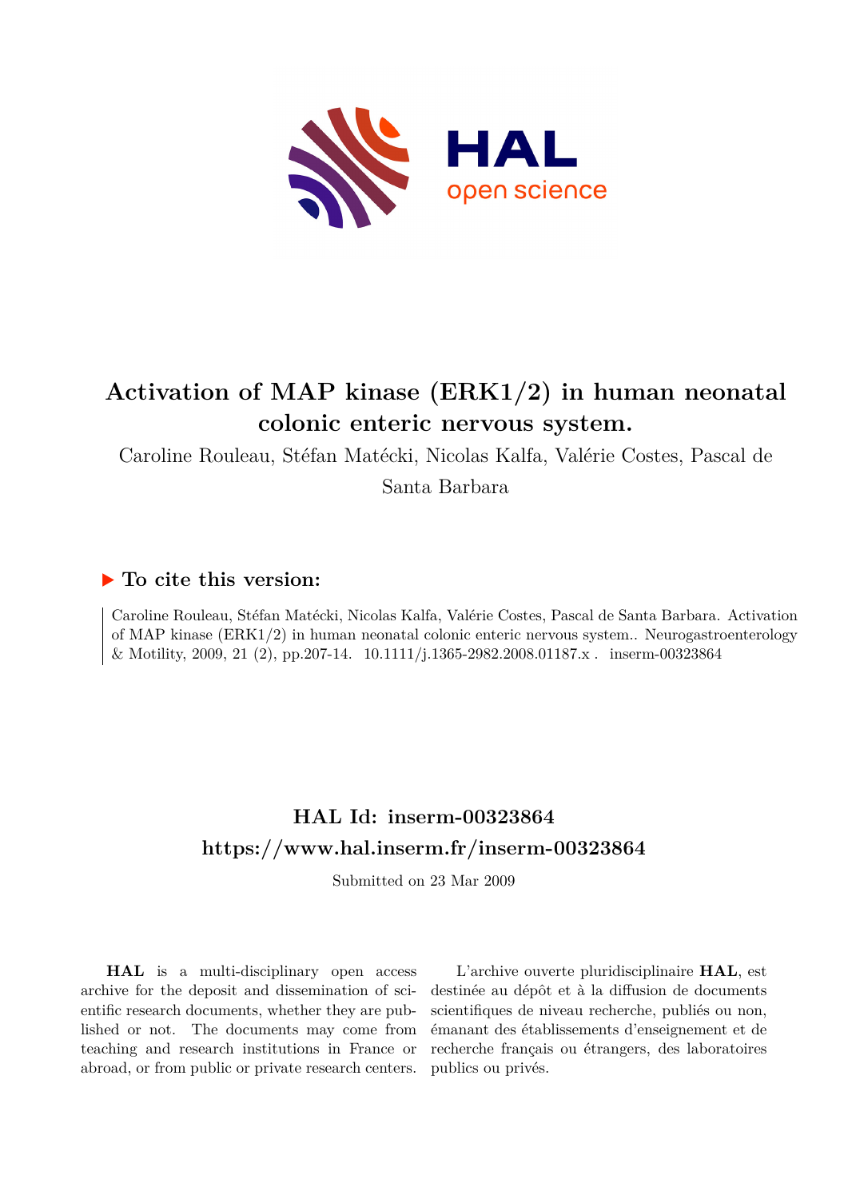# Activation of MAP kinase (ERK1/2) in human neonatal colonic enteric nervous system.

Caroline Rouleau, Stéfan Matécki, Nicolas Kalfa, Valérie Costes, Pascal de Santa Barbara

## ▶ To cite this version:

Caroline Rouleau, Stéfan Matécki, Nicolas Kalfa, Valérie Costes, Pascal de Santa Barbara. Activation of MAP kinase (ERK1/2) in human neonatal colonic enteric nervous system.. Neurogastroenterology & Motility, 2009, 21 (2), pp.207-14. 10.1111/j.1365-2982.2008.01187.x . inserm-00323864

## HAL Id: inserm-00323864

## https://www.hal.inserm.fr/inserm-00323864

Submitted on 23 Mar 2009

**HAL** is a multi-disciplinary open access archive for the deposit and dissemination of scientific research documents, whether they are published or not. The documents may come from teaching and research institutions in France or abroad, or from public or private research centers.

L'archive ouverte pluridisciplinaire **HAL**, est destinée au dépôt et à la diffusion de documents scientifiques de niveau recherche, publiés ou non, émanant des établissements d'enseignement et de recherche français ou étrangers, des laboratoires publics ou privés.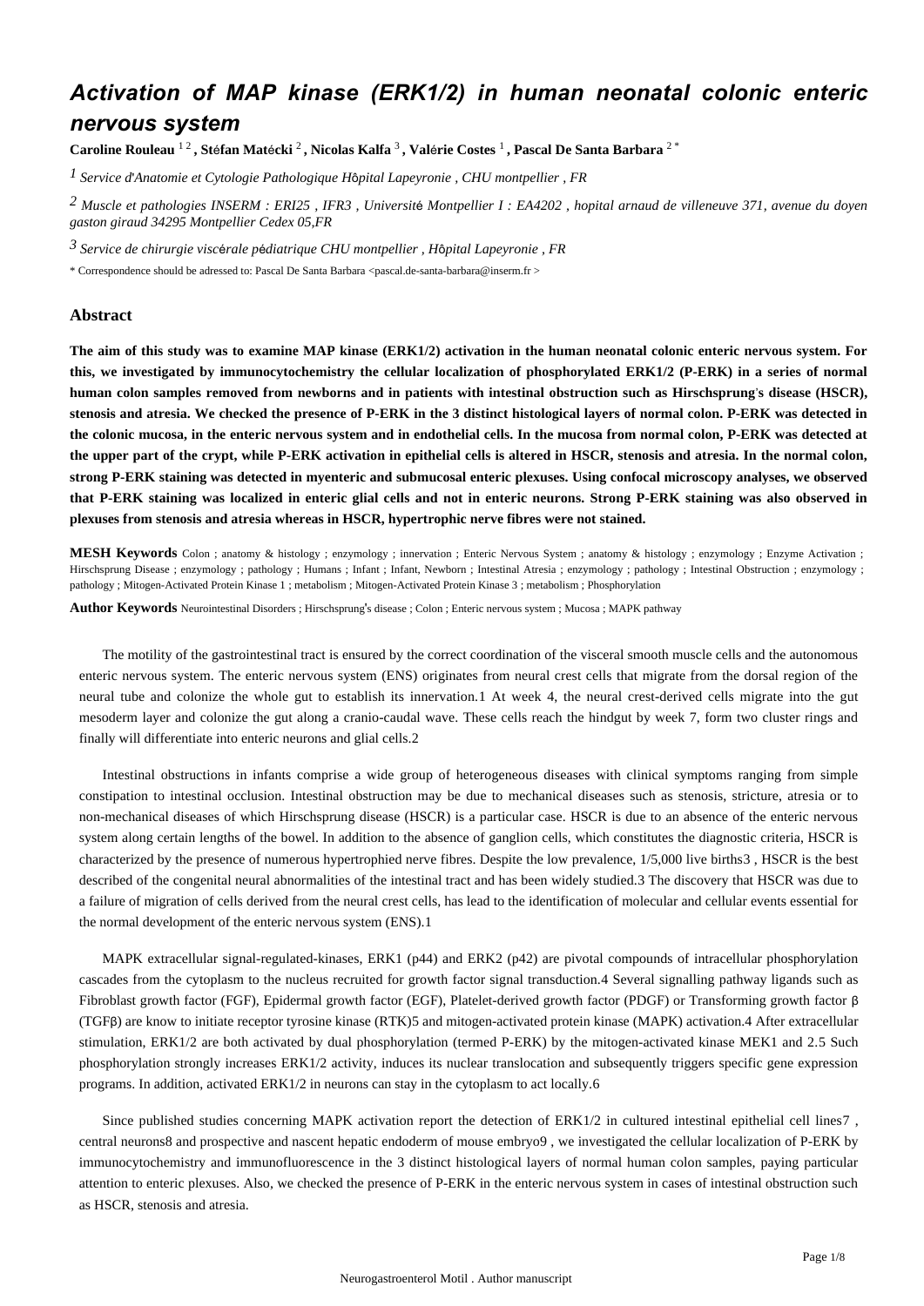# Activation of MAP kinase (ERK1/2) in human neonatal colonic enteric nervous system

**Caroline Rouleau** [1,2], **Stéfan Matécki** [2], **Nicolas Kalfa** [3], **Valérie Costes** [1], **Pascal De Santa Barbara** [2,*]

[1] *Service d'Anatomie et Cytologie Pathologique Hôpital Lapeyronie , CHU montpellier , FR*

[2] *Muscle et pathologies INSERM : ERI25 , IFR3 , Université Montpellier I : EA4202 , hopital arnaud de villeneuve 371, avenue du doyen gaston giraud 34295 Montpellier Cedex 05,FR*

[3] *Service de chirurgie viscérale pédiatrique CHU montpellier , Hôpital Lapeyronie , FR*

* Correspondence should be adressed to: Pascal De Santa Barbara <pascal.de-santa-barbara@inserm.fr >

## Abstract

**The aim of this study was to examine MAP kinase (ERK1/2) activation in the human neonatal colonic enteric nervous system. For this, we investigated by immunocytochemistry the cellular localization of phosphorylated ERK1/2 (P-ERK) in a series of normal human colon samples removed from newborns and in patients with intestinal obstruction such as Hirschsprung's disease (HSCR), stenosis and atresia. We checked the presence of P-ERK in the 3 distinct histological layers of normal colon. P-ERK was detected in the colonic mucosa, in the enteric nervous system and in endothelial cells. In the mucosa from normal colon, P-ERK was detected at the upper part of the crypt, while P-ERK activation in epithelial cells is altered in HSCR, stenosis and atresia. In the normal colon, strong P-ERK staining was detected in myenteric and submucosal enteric plexuses. Using confocal microscopy analyses, we observed that P-ERK staining was localized in enteric glial cells and not in enteric neurons. Strong P-ERK staining was also observed in plexuses from stenosis and atresia whereas in HSCR, hypertrophic nerve fibres were not stained.**

**MESH Keywords** Colon ; anatomy & histology ; enzymology ; innervation ; Enteric Nervous System ; anatomy & histology ; enzymology ; Enzyme Activation ; Hirschsprung Disease ; enzymology ; pathology ; Humans ; Infant ; Infant, Newborn ; Intestinal Atresia ; enzymology ; pathology ; Intestinal Obstruction ; enzymology ; pathology ; Mitogen-Activated Protein Kinase 1 ; metabolism ; Mitogen-Activated Protein Kinase 3 ; metabolism ; Phosphorylation

**Author Keywords** Neurointestinal Disorders ; Hirschsprung's disease ; Colon ; Enteric nervous system ; Mucosa ; MAPK pathway

The motility of the gastrointestinal tract is ensured by the correct coordination of the visceral smooth muscle cells and the autonomous enteric nervous system. The enteric nervous system (ENS) originates from neural crest cells that migrate from the dorsal region of the neural tube and colonize the whole gut to establish its innervation.1 At week 4, the neural crest-derived cells migrate into the gut mesoderm layer and colonize the gut along a cranio-caudal wave. These cells reach the hindgut by week 7, form two cluster rings and finally will differentiate into enteric neurons and glial cells.2

Intestinal obstructions in infants comprise a wide group of heterogeneous diseases with clinical symptoms ranging from simple constipation to intestinal occlusion. Intestinal obstruction may be due to mechanical diseases such as stenosis, stricture, atresia or to non-mechanical diseases of which Hirschsprung disease (HSCR) is a particular case. HSCR is due to an absence of the enteric nervous system along certain lengths of the bowel. In addition to the absence of ganglion cells, which constitutes the diagnostic criteria, HSCR is characterized by the presence of numerous hypertrophied nerve fibres. Despite the low prevalence, 1/5,000 live births3 , HSCR is the best described of the congenital neural abnormalities of the intestinal tract and has been widely studied.3 The discovery that HSCR was due to a failure of migration of cells derived from the neural crest cells, has lead to the identification of molecular and cellular events essential for the normal development of the enteric nervous system (ENS).1

MAPK extracellular signal-regulated-kinases, ERK1 (p44) and ERK2 (p42) are pivotal compounds of intracellular phosphorylation cascades from the cytoplasm to the nucleus recruited for growth factor signal transduction.4 Several signalling pathway ligands such as Fibroblast growth factor (FGF), Epidermal growth factor (EGF), Platelet-derived growth factor (PDGF) or Transforming growth factor β (TGFβ) are know to initiate receptor tyrosine kinase (RTK)5 and mitogen-activated protein kinase (MAPK) activation.4 After extracellular stimulation, ERK1/2 are both activated by dual phosphorylation (termed P-ERK) by the mitogen-activated kinase MEK1 and 2.5 Such phosphorylation strongly increases ERK1/2 activity, induces its nuclear translocation and subsequently triggers specific gene expression programs. In addition, activated ERK1/2 in neurons can stay in the cytoplasm to act locally.6

Since published studies concerning MAPK activation report the detection of ERK1/2 in cultured intestinal epithelial cell lines7 , central neurons8 and prospective and nascent hepatic endoderm of mouse embryo9 , we investigated the cellular localization of P-ERK by immunocytochemistry and immunofluorescence in the 3 distinct histological layers of normal human colon samples, paying particular attention to enteric plexuses. Also, we checked the presence of P-ERK in the enteric nervous system in cases of intestinal obstruction such as HSCR, stenosis and atresia.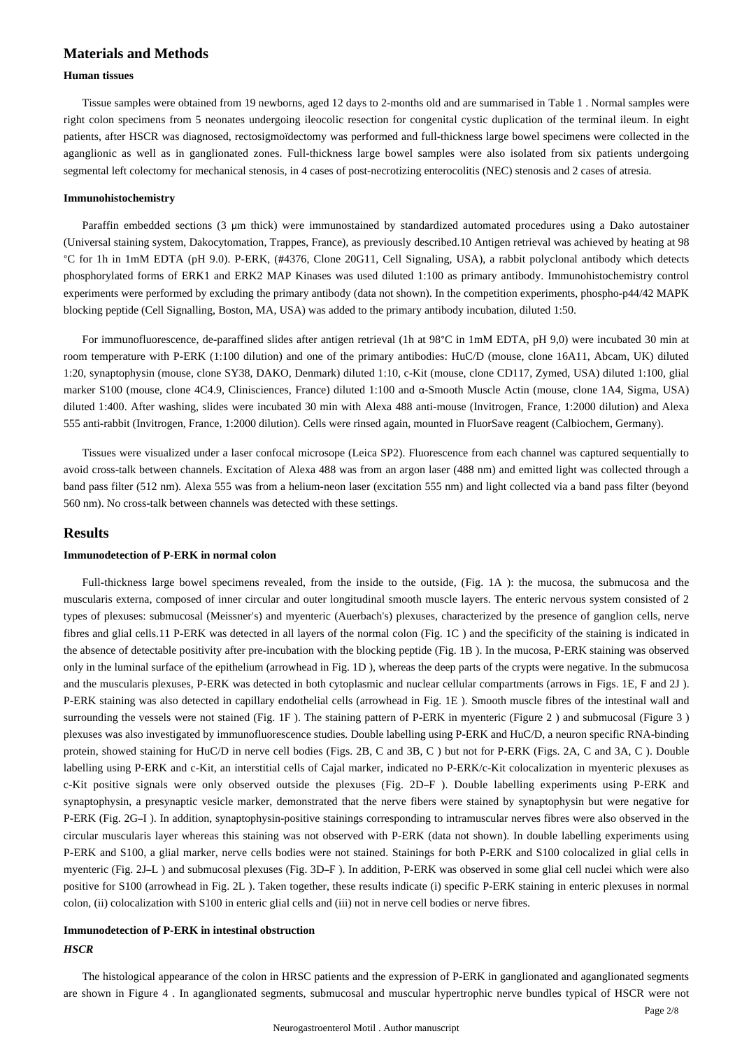## Materials and Methods

### Human tissues

Tissue samples were obtained from 19 newborns, aged 12 days to 2-months old and are summarised in Table 1 . Normal samples were right colon specimens from 5 neonates undergoing ileocolic resection for congenital cystic duplication of the terminal ileum. In eight patients, after HSCR was diagnosed, rectosigmoïdectomy was performed and full-thickness large bowel specimens were collected in the aganglionic as well as in ganglionated zones. Full-thickness large bowel samples were also isolated from six patients undergoing segmental left colectomy for mechanical stenosis, in 4 cases of post-necrotizing enterocolitis (NEC) stenosis and 2 cases of atresia.

### Immunohistochemistry

Paraffin embedded sections (3 μm thick) were immunostained by standardized automated procedures using a Dako autostainer (Universal staining system, Dakocytomation, Trappes, France), as previously described.10 Antigen retrieval was achieved by heating at 98 °C for 1h in 1mM EDTA (pH 9.0). P-ERK, (#4376, Clone 20G11, Cell Signaling, USA), a rabbit polyclonal antibody which detects phosphorylated forms of ERK1 and ERK2 MAP Kinases was used diluted 1:100 as primary antibody. Immunohistochemistry control experiments were performed by excluding the primary antibody (data not shown). In the competition experiments, phospho-p44/42 MAPK blocking peptide (Cell Signalling, Boston, MA, USA) was added to the primary antibody incubation, diluted 1:50.

For immunofluorescence, de-paraffined slides after antigen retrieval (1h at 98°C in 1mM EDTA, pH 9,0) were incubated 30 min at room temperature with P-ERK (1:100 dilution) and one of the primary antibodies: HuC/D (mouse, clone 16A11, Abcam, UK) diluted 1:20, synaptophysin (mouse, clone SY38, DAKO, Denmark) diluted 1:10, c-Kit (mouse, clone CD117, Zymed, USA) diluted 1:100, glial marker S100 (mouse, clone 4C4.9, Clinisciences, France) diluted 1:100 and α-Smooth Muscle Actin (mouse, clone 1A4, Sigma, USA) diluted 1:400. After washing, slides were incubated 30 min with Alexa 488 anti-mouse (Invitrogen, France, 1:2000 dilution) and Alexa 555 anti-rabbit (Invitrogen, France, 1:2000 dilution). Cells were rinsed again, mounted in FluorSave reagent (Calbiochem, Germany).

Tissues were visualized under a laser confocal microsope (Leica SP2). Fluorescence from each channel was captured sequentially to avoid cross-talk between channels. Excitation of Alexa 488 was from an argon laser (488 nm) and emitted light was collected through a band pass filter (512 nm). Alexa 555 was from a helium-neon laser (excitation 555 nm) and light collected via a band pass filter (beyond 560 nm). No cross-talk between channels was detected with these settings.

## Results

### Immunodetection of P-ERK in normal colon

Full-thickness large bowel specimens revealed, from the inside to the outside, (Fig. 1A ): the mucosa, the submucosa and the muscularis externa, composed of inner circular and outer longitudinal smooth muscle layers. The enteric nervous system consisted of 2 types of plexuses: submucosal (Meissner's) and myenteric (Auerbach's) plexuses, characterized by the presence of ganglion cells, nerve fibres and glial cells.11 P-ERK was detected in all layers of the normal colon (Fig. 1C ) and the specificity of the staining is indicated in the absence of detectable positivity after pre-incubation with the blocking peptide (Fig. 1B ). In the mucosa, P-ERK staining was observed only in the luminal surface of the epithelium (arrowhead in Fig. 1D ), whereas the deep parts of the crypts were negative. In the submucosa and the muscularis plexuses, P-ERK was detected in both cytoplasmic and nuclear cellular compartments (arrows in Figs. 1E, F and 2J ). P-ERK staining was also detected in capillary endothelial cells (arrowhead in Fig. 1E ). Smooth muscle fibres of the intestinal wall and surrounding the vessels were not stained (Fig. 1F ). The staining pattern of P-ERK in myenteric (Figure 2 ) and submucosal (Figure 3 ) plexuses was also investigated by immunofluorescence studies. Double labelling using P-ERK and HuC/D, a neuron specific RNA-binding protein, showed staining for HuC/D in nerve cell bodies (Figs. 2B, C and 3B, C ) but not for P-ERK (Figs. 2A, C and 3A, C ). Double labelling using P-ERK and c-Kit, an interstitial cells of Cajal marker, indicated no P-ERK/c-Kit colocalization in myenteric plexuses as c-Kit positive signals were only observed outside the plexuses (Fig. 2D–F ). Double labelling experiments using P-ERK and synaptophysin, a presynaptic vesicle marker, demonstrated that the nerve fibers were stained by synaptophysin but were negative for P-ERK (Fig. 2G–I ). In addition, synaptophysin-positive stainings corresponding to intramuscular nerves fibres were also observed in the circular muscularis layer whereas this staining was not observed with P-ERK (data not shown). In double labelling experiments using P-ERK and S100, a glial marker, nerve cells bodies were not stained. Stainings for both P-ERK and S100 colocalized in glial cells in myenteric (Fig. 2J–L ) and submucosal plexuses (Fig. 3D–F ). In addition, P-ERK was observed in some glial cell nuclei which were also positive for S100 (arrowhead in Fig. 2L ). Taken together, these results indicate (i) specific P-ERK staining in enteric plexuses in normal colon, (ii) colocalization with S100 in enteric glial cells and (iii) not in nerve cell bodies or nerve fibres.

### Immunodetection of P-ERK in intestinal obstruction

#### *HSCR*

The histological appearance of the colon in HRSC patients and the expression of P-ERK in ganglionated and aganglionated segments are shown in Figure 4 . In aganglionated segments, submucosal and muscular hypertrophic nerve bundles typical of HSCR were not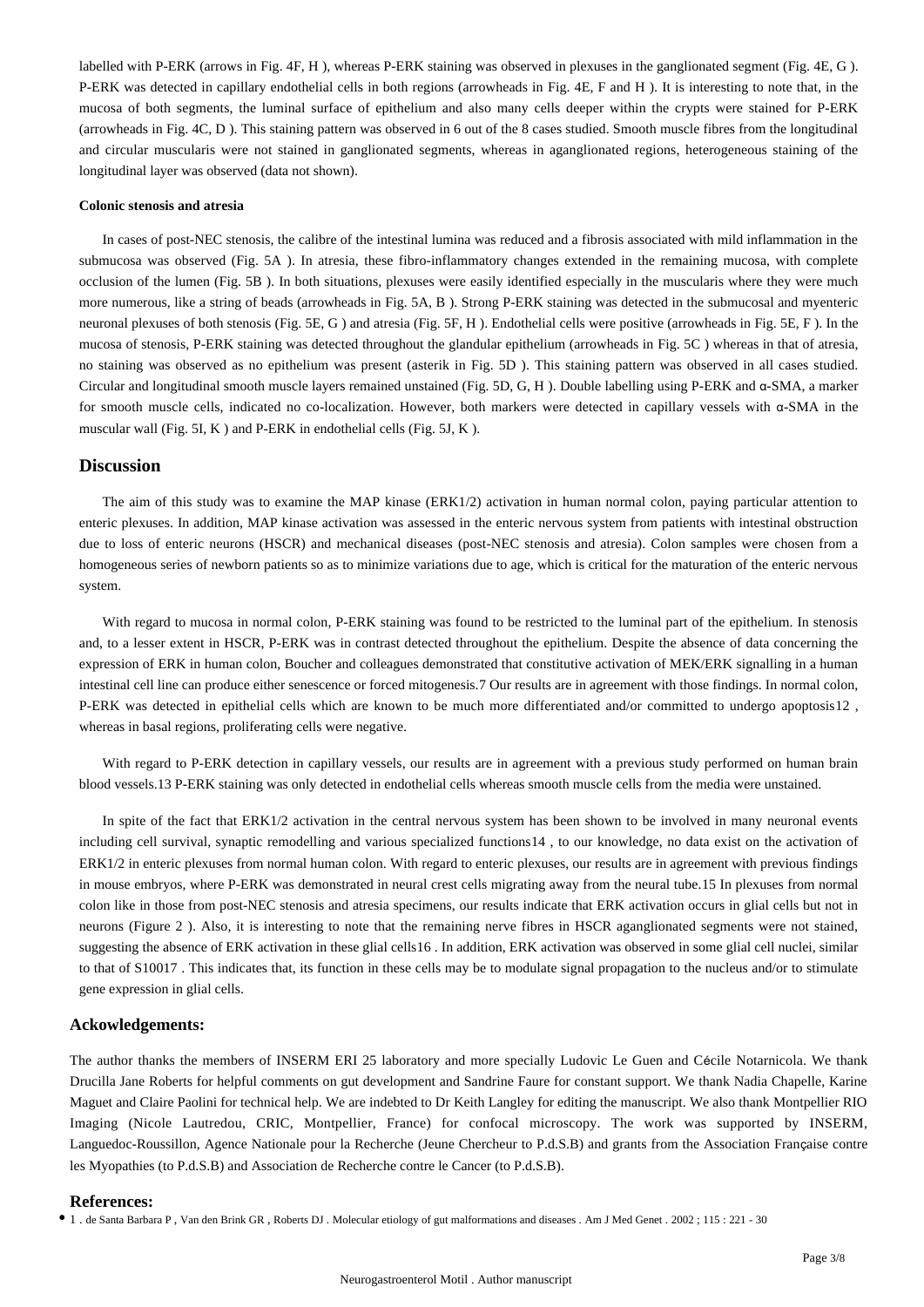labelled with P-ERK (arrows in Fig. 4F, H ), whereas P-ERK staining was observed in plexuses in the ganglionated segment (Fig. 4E, G ). P-ERK was detected in capillary endothelial cells in both regions (arrowheads in Fig. 4E, F and H ). It is interesting to note that, in the mucosa of both segments, the luminal surface of epithelium and also many cells deeper within the crypts were stained for P-ERK (arrowheads in Fig. 4C, D ). This staining pattern was observed in 6 out of the 8 cases studied. Smooth muscle fibres from the longitudinal and circular muscularis were not stained in ganglionated segments, whereas in aganglionated regions, heterogeneous staining of the longitudinal layer was observed (data not shown).

#### Colonic stenosis and atresia

In cases of post-NEC stenosis, the calibre of the intestinal lumina was reduced and a fibrosis associated with mild inflammation in the submucosa was observed (Fig. 5A ). In atresia, these fibro-inflammatory changes extended in the remaining mucosa, with complete occlusion of the lumen (Fig. 5B ). In both situations, plexuses were easily identified especially in the muscularis where they were much more numerous, like a string of beads (arrowheads in Fig. 5A, B ). Strong P-ERK staining was detected in the submucosal and myenteric neuronal plexuses of both stenosis (Fig. 5E, G ) and atresia (Fig. 5F, H ). Endothelial cells were positive (arrowheads in Fig. 5E, F ). In the mucosa of stenosis, P-ERK staining was detected throughout the glandular epithelium (arrowheads in Fig. 5C ) whereas in that of atresia, no staining was observed as no epithelium was present (asterik in Fig. 5D ). This staining pattern was observed in all cases studied. Circular and longitudinal smooth muscle layers remained unstained (Fig. 5D, G, H ). Double labelling using P-ERK and α-SMA, a marker for smooth muscle cells, indicated no co-localization. However, both markers were detected in capillary vessels with α-SMA in the muscular wall (Fig. 5I, K ) and P-ERK in endothelial cells (Fig. 5J, K ).

## Discussion

The aim of this study was to examine the MAP kinase (ERK1/2) activation in human normal colon, paying particular attention to enteric plexuses. In addition, MAP kinase activation was assessed in the enteric nervous system from patients with intestinal obstruction due to loss of enteric neurons (HSCR) and mechanical diseases (post-NEC stenosis and atresia). Colon samples were chosen from a homogeneous series of newborn patients so as to minimize variations due to age, which is critical for the maturation of the enteric nervous system.

With regard to mucosa in normal colon, P-ERK staining was found to be restricted to the luminal part of the epithelium. In stenosis and, to a lesser extent in HSCR, P-ERK was in contrast detected throughout the epithelium. Despite the absence of data concerning the expression of ERK in human colon, Boucher and colleagues demonstrated that constitutive activation of MEK/ERK signalling in a human intestinal cell line can produce either senescence or forced mitogenesis.[7] Our results are in agreement with those findings. In normal colon, P-ERK was detected in epithelial cells which are known to be much more differentiated and/or committed to undergo apoptosis[12], whereas in basal regions, proliferating cells were negative.

With regard to P-ERK detection in capillary vessels, our results are in agreement with a previous study performed on human brain blood vessels.[13] P-ERK staining was only detected in endothelial cells whereas smooth muscle cells from the media were unstained.

In spite of the fact that ERK1/2 activation in the central nervous system has been shown to be involved in many neuronal events including cell survival, synaptic remodelling and various specialized functions[14], to our knowledge, no data exist on the activation of ERK1/2 in enteric plexuses from normal human colon. With regard to enteric plexuses, our results are in agreement with previous findings in mouse embryos, where P-ERK was demonstrated in neural crest cells migrating away from the neural tube.[15] In plexuses from normal colon like in those from post-NEC stenosis and atresia specimens, our results indicate that ERK activation occurs in glial cells but not in neurons (Figure 2 ). Also, it is interesting to note that the remaining nerve fibres in HSCR aganglionated segments were not stained, suggesting the absence of ERK activation in these glial cells[16]. In addition, ERK activation was observed in some glial cell nuclei, similar to that of S100[17]. This indicates that, its function in these cells may be to modulate signal propagation to the nucleus and/or to stimulate gene expression in glial cells.

### Ackowledgements:

The author thanks the members of INSERM ERI 25 laboratory and more specially Ludovic Le Guen and Cécile Notarnicola. We thank Drucilla Jane Roberts for helpful comments on gut development and Sandrine Faure for constant support. We thank Nadia Chapelle, Karine Maguet and Claire Paolini for technical help. We are indebted to Dr Keith Langley for editing the manuscript. We also thank Montpellier RIO Imaging (Nicole Lautredou, CRIC, Montpellier, France) for confocal microscopy. The work was supported by INSERM, Languedoc-Roussillon, Agence Nationale pour la Recherche (Jeune Chercheur to P.d.S.B) and grants from the Association Française contre les Myopathies (to P.d.S.B) and Association de Recherche contre le Cancer (to P.d.S.B).

### References:

- 1 . de Santa Barbara P , Van den Brink GR , Roberts DJ . Molecular etiology of gut malformations and diseases . Am J Med Genet . 2002 ; 115 : 221 - 30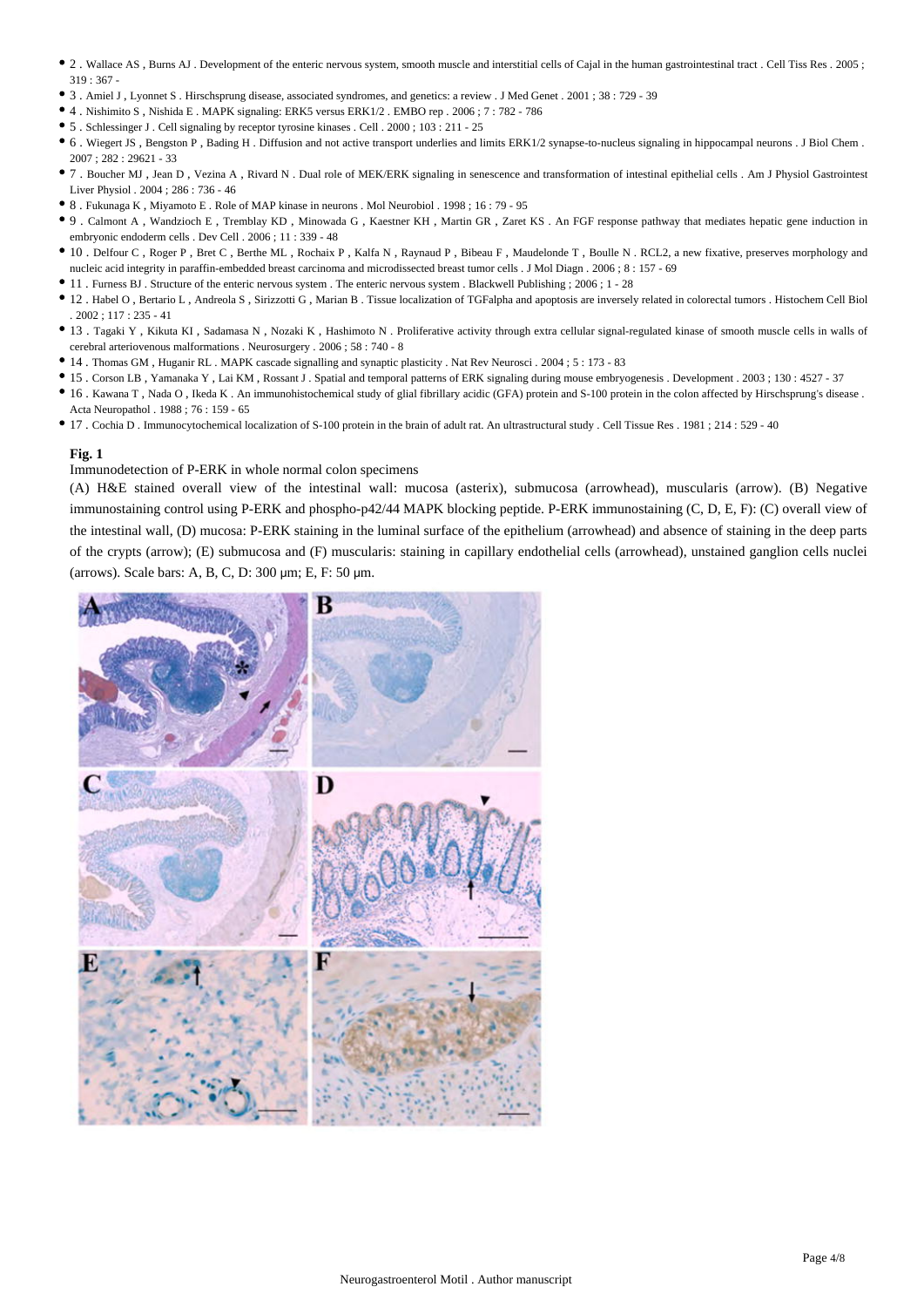- 2 . Wallace AS , Burns AJ . Development of the enteric nervous system, smooth muscle and interstitial cells of Cajal in the human gastrointestinal tract . Cell Tiss Res . 2005 ; 319 : 367 -
- 3 . Amiel J , Lyonnet S . Hirschsprung disease, associated syndromes, and genetics: a review . J Med Genet . 2001 ; 38 : 729 - 39
- 4 . Nishimito S , Nishida E . MAPK signaling: ERK5 versus ERK1/2 . EMBO rep . 2006 ; 7 : 782 - 786
- 5 . Schlessinger J . Cell signaling by receptor tyrosine kinases . Cell . 2000 ; 103 : 211 - 25
- 6 . Wiegert JS , Bengston P , Bading H . Diffusion and not active transport underlies and limits ERK1/2 synapse-to-nucleus signaling in hippocampal neurons . J Biol Chem . 2007 ; 282 : 29621 - 33
- 7 . Boucher MJ , Jean D , Vezina A , Rivard N . Dual role of MEK/ERK signaling in senescence and transformation of intestinal epithelial cells . Am J Physiol Gastrointest Liver Physiol . 2004 ; 286 : 736 - 46
- 8 . Fukunaga K , Miyamoto E . Role of MAP kinase in neurons . Mol Neurobiol . 1998 ; 16 : 79 - 95
- 9 . Calmont A , Wandzioch E , Tremblay KD , Minowada G , Kaestner KH , Martin GR , Zaret KS . An FGF response pathway that mediates hepatic gene induction in embryonic endoderm cells . Dev Cell . 2006 ; 11 : 339 - 48
- 10 . Delfour C , Roger P , Bret C , Berthe ML , Rochaix P , Kalfa N , Raynaud P , Bibeau F , Maudelonde T , Boulle N . RCL2, a new fixative, preserves morphology and nucleic acid integrity in paraffin-embedded breast carcinoma and microdissected breast tumor cells . J Mol Diagn . 2006 ; 8 : 157 - 69
- 11 . Furness BJ . Structure of the enteric nervous system . The enteric nervous system . Blackwell Publishing ; 2006 ; 1 - 28
- 12 . Habel O , Bertario L , Andreola S , Sirizzotti G , Marian B . Tissue localization of TGFalpha and apoptosis are inversely related in colorectal tumors . Histochem Cell Biol . 2002 ; 117 : 235 - 41
- 13 . Tagaki Y , Kikuta KI , Sadamasa N , Nozaki K , Hashimoto N . Proliferative activity through extra cellular signal-regulated kinase of smooth muscle cells in walls of cerebral arteriovenous malformations . Neurosurgery . 2006 ; 58 : 740 - 8
- 14 . Thomas GM , Huganir RL . MAPK cascade signalling and synaptic plasticity . Nat Rev Neurosci . 2004 ; 5 : 173 - 83
- 15 . Corson LB , Yamanaka Y , Lai KM , Rossant J . Spatial and temporal patterns of ERK signaling during mouse embryogenesis . Development . 2003 ; 130 : 4527 - 37
- 16 . Kawana T , Nada O , Ikeda K . An immunohistochemical study of glial fibrillary acidic (GFA) protein and S-100 protein in the colon affected by Hirschsprung's disease . Acta Neuropathol . 1988 ; 76 : 159 - 65
- 17 . Cochia D . Immunocytochemical localization of S-100 protein in the brain of adult rat. An ultrastructural study . Cell Tissue Res . 1981 ; 214 : 529 - 40

**Fig. 1**

Immunodetection of P-ERK in whole normal colon specimens

(A) H&E stained overall view of the intestinal wall: mucosa (asterix), submucosa (arrowhead), muscularis (arrow). (B) Negative immunostaining control using P-ERK and phospho-p42/44 MAPK blocking peptide. P-ERK immunostaining (C, D, E, F): (C) overall view of the intestinal wall, (D) mucosa: P-ERK staining in the luminal surface of the epithelium (arrowhead) and absence of staining in the deep parts of the crypts (arrow); (E) submucosa and (F) muscularis: staining in capillary endothelial cells (arrowhead), unstained ganglion cells nuclei (arrows). Scale bars: A, B, C, D: 300 μm; E, F: 50 μm.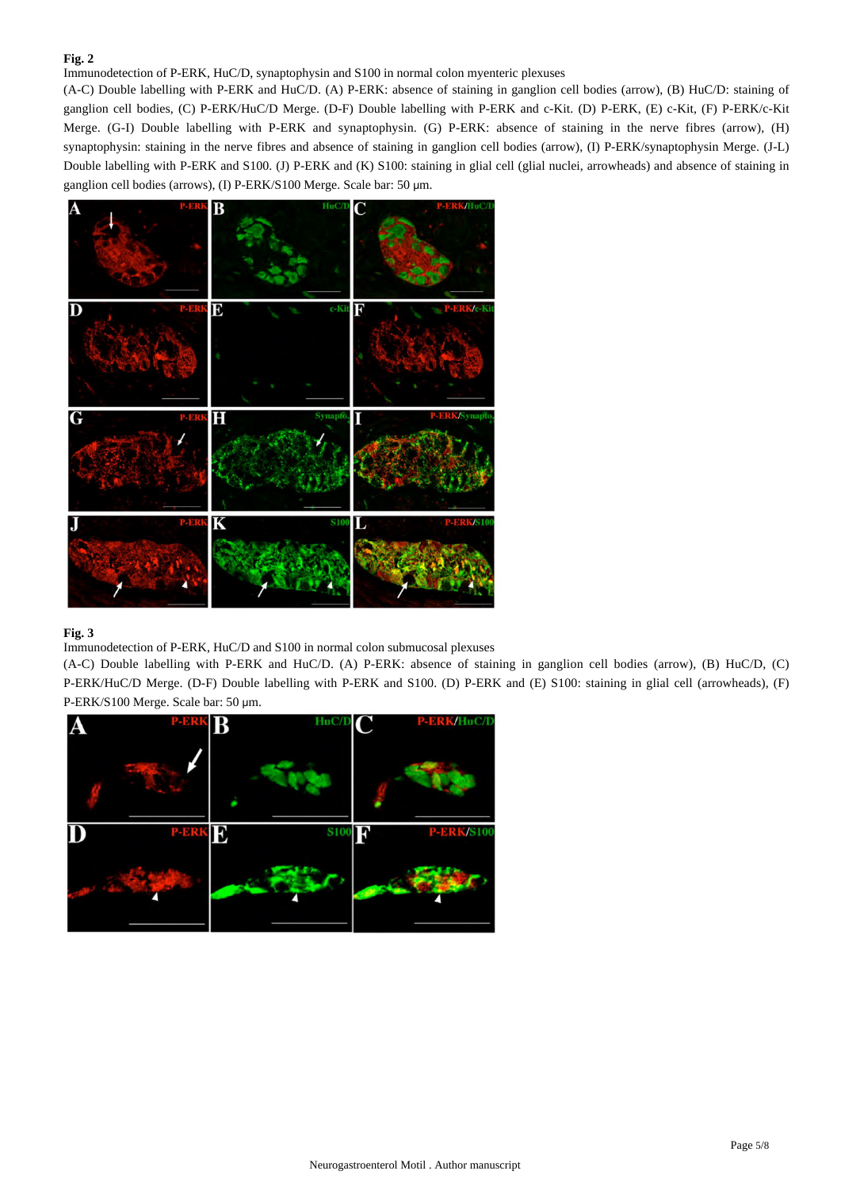**Fig. 2**

Immunodetection of P-ERK, HuC/D, synaptophysin and S100 in normal colon myenteric plexuses

(A-C) Double labelling with P-ERK and HuC/D. (A) P-ERK: absence of staining in ganglion cell bodies (arrow), (B) HuC/D: staining of ganglion cell bodies, (C) P-ERK/HuC/D Merge. (D-F) Double labelling with P-ERK and c-Kit. (D) P-ERK, (E) c-Kit, (F) P-ERK/c-Kit Merge. (G-I) Double labelling with P-ERK and synaptophysin. (G) P-ERK: absence of staining in the nerve fibres (arrow), (H) synaptophysin: staining in the nerve fibres and absence of staining in ganglion cell bodies (arrow), (I) P-ERK/synaptophysin Merge. (J-L) Double labelling with P-ERK and S100. (J) P-ERK and (K) S100: staining in glial cell (glial nuclei, arrowheads) and absence of staining in ganglion cell bodies (arrows), (I) P-ERK/S100 Merge. Scale bar: 50 μm.

**Fig. 3**

Immunodetection of P-ERK, HuC/D and S100 in normal colon submucosal plexuses

(A-C) Double labelling with P-ERK and HuC/D. (A) P-ERK: absence of staining in ganglion cell bodies (arrow), (B) HuC/D, (C) P-ERK/HuC/D Merge. (D-F) Double labelling with P-ERK and S100. (D) P-ERK and (E) S100: staining in glial cell (arrowheads), (F) P-ERK/S100 Merge. Scale bar: 50 μm.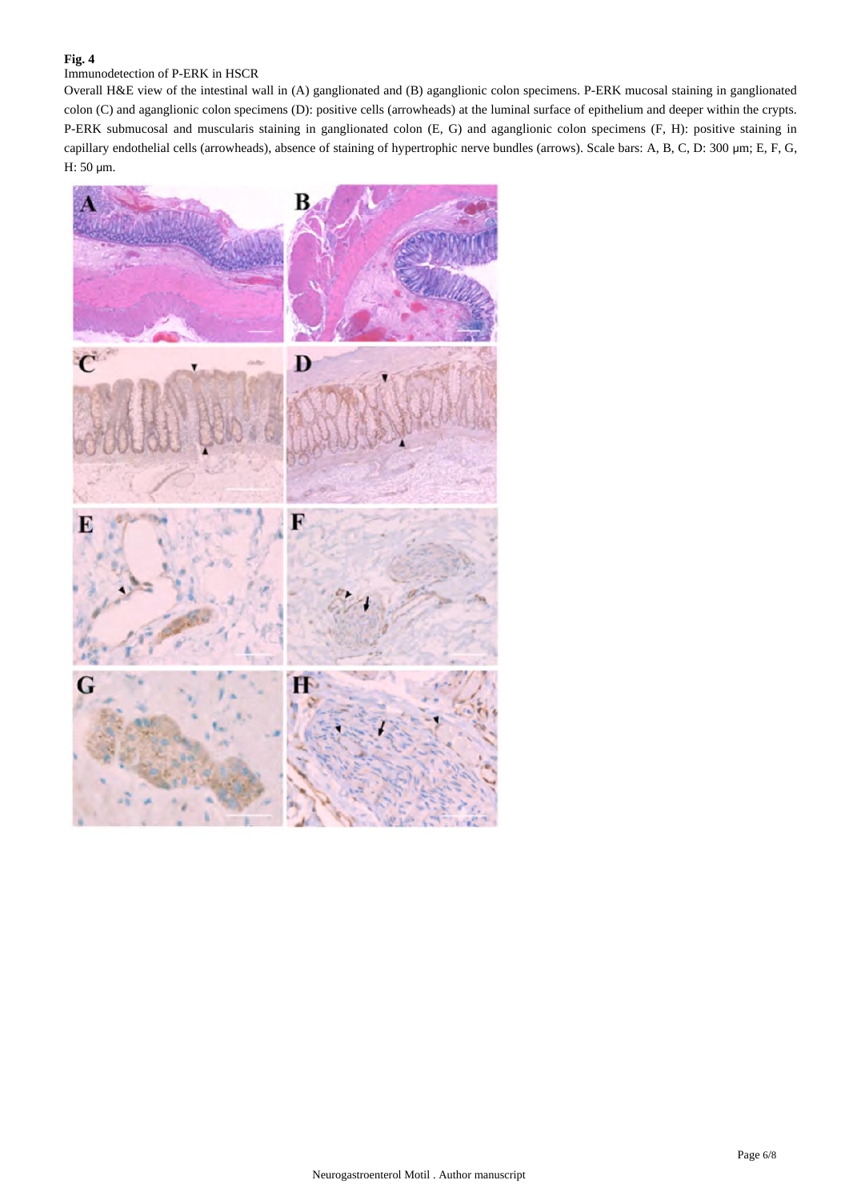**Fig. 4**

Immunodetection of P-ERK in HSCR

Overall H&E view of the intestinal wall in (A) ganglionated and (B) aganglionic colon specimens. P-ERK mucosal staining in ganglionated colon (C) and aganglionic colon specimens (D): positive cells (arrowheads) at the luminal surface of epithelium and deeper within the crypts. P-ERK submucosal and muscularis staining in ganglionated colon (E, G) and aganglionic colon specimens (F, H): positive staining in capillary endothelial cells (arrowheads), absence of staining of hypertrophic nerve bundles (arrows). Scale bars: A, B, C, D: 300 μm; E, F, G, H: 50 μm.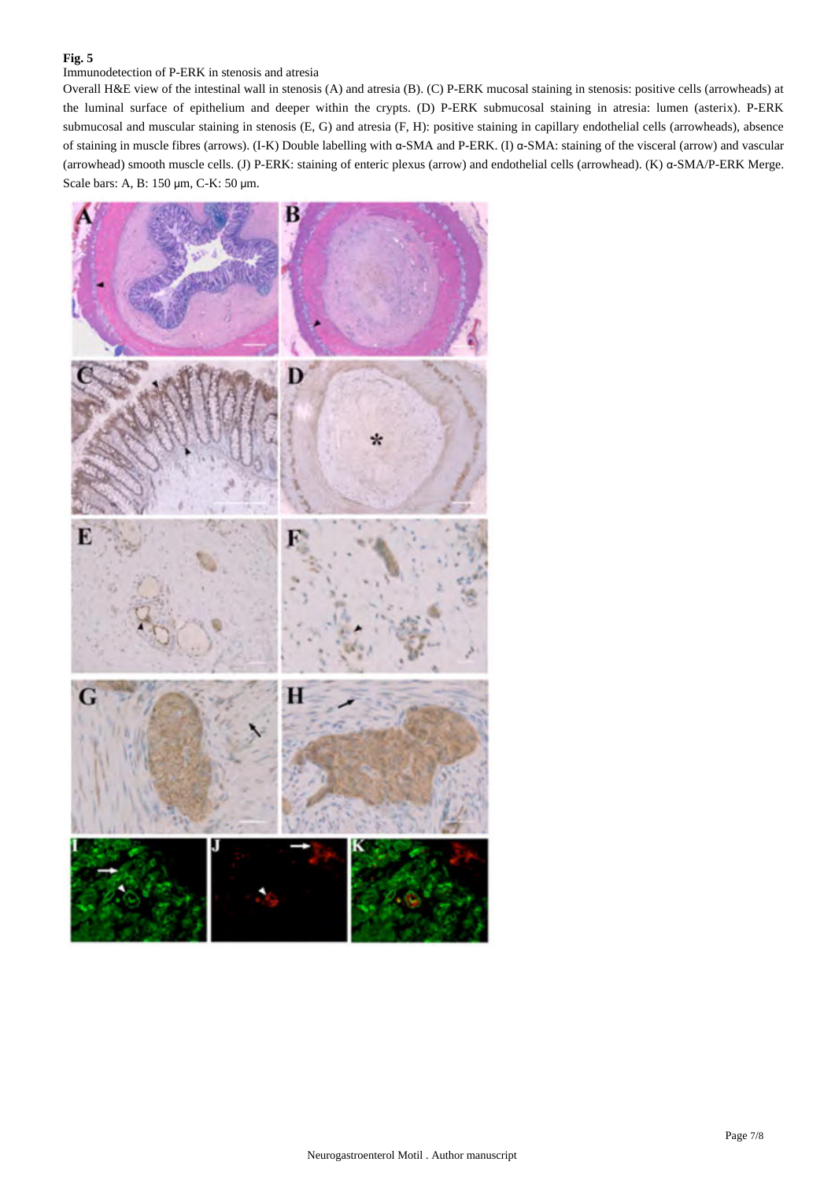**Fig. 5**

Immunodetection of P-ERK in stenosis and atresia

Overall H&E view of the intestinal wall in stenosis (A) and atresia (B). (C) P-ERK mucosal staining in stenosis: positive cells (arrowheads) at the luminal surface of epithelium and deeper within the crypts. (D) P-ERK submucosal staining in atresia: lumen (asterix). P-ERK submucosal and muscular staining in stenosis (E, G) and atresia (F, H): positive staining in capillary endothelial cells (arrowheads), absence of staining in muscle fibres (arrows). (I-K) Double labelling with α-SMA and P-ERK. (I) α-SMA: staining of the visceral (arrow) and vascular (arrowhead) smooth muscle cells. (J) P-ERK: staining of enteric plexus (arrow) and endothelial cells (arrowhead). (K) α-SMA/P-ERK Merge. Scale bars: A, B: 150 μm, C-K: 50 μm.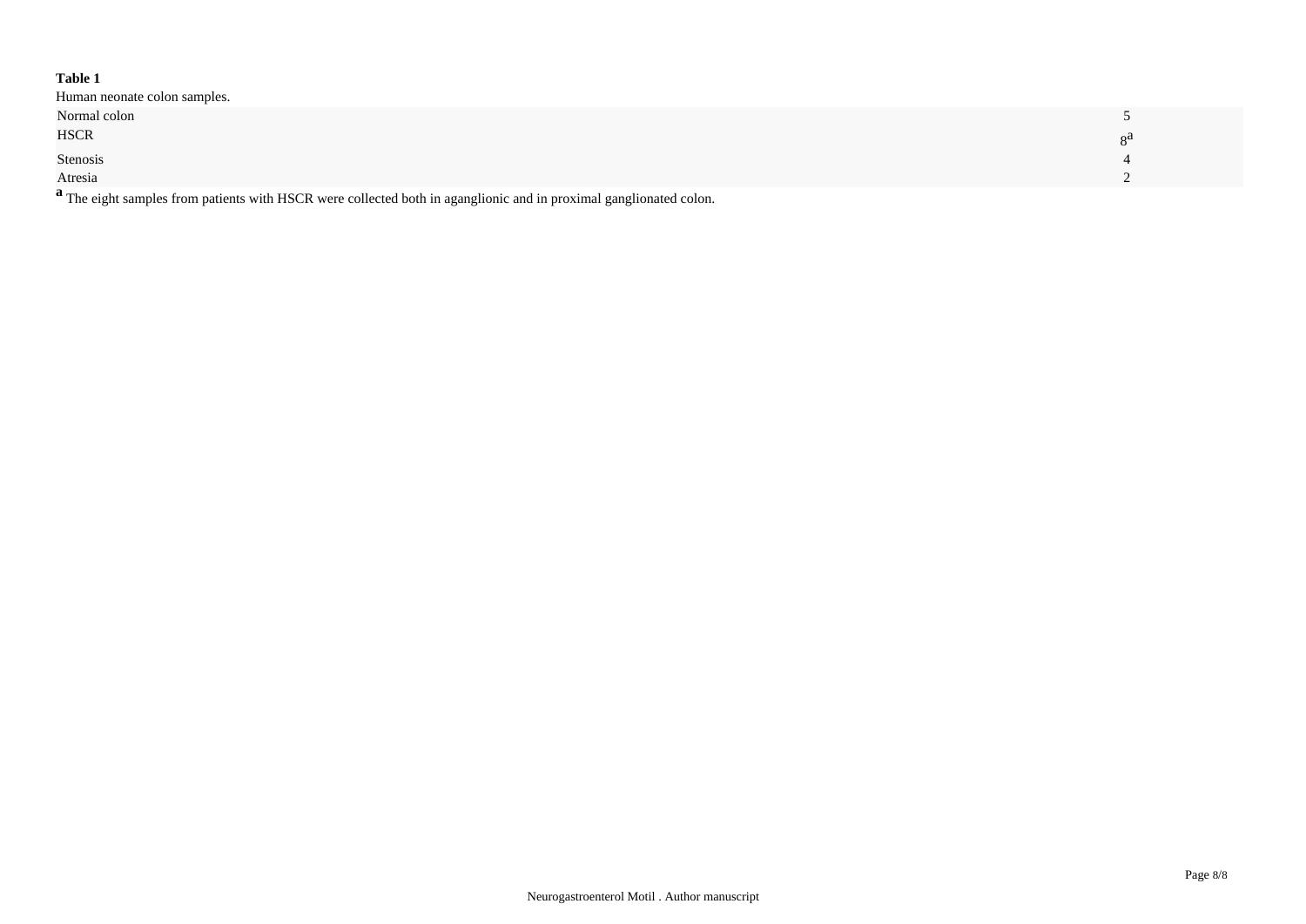**Table 1**

Human neonate colon samples.

| | |
|---|---|
| Normal colon | 5 |
| HSCR | 8[a] |
| Stenosis | 4 |
| Atresia | 2 |

[a] The eight samples from patients with HSCR were collected both in aganglionic and in proximal ganglionated colon.